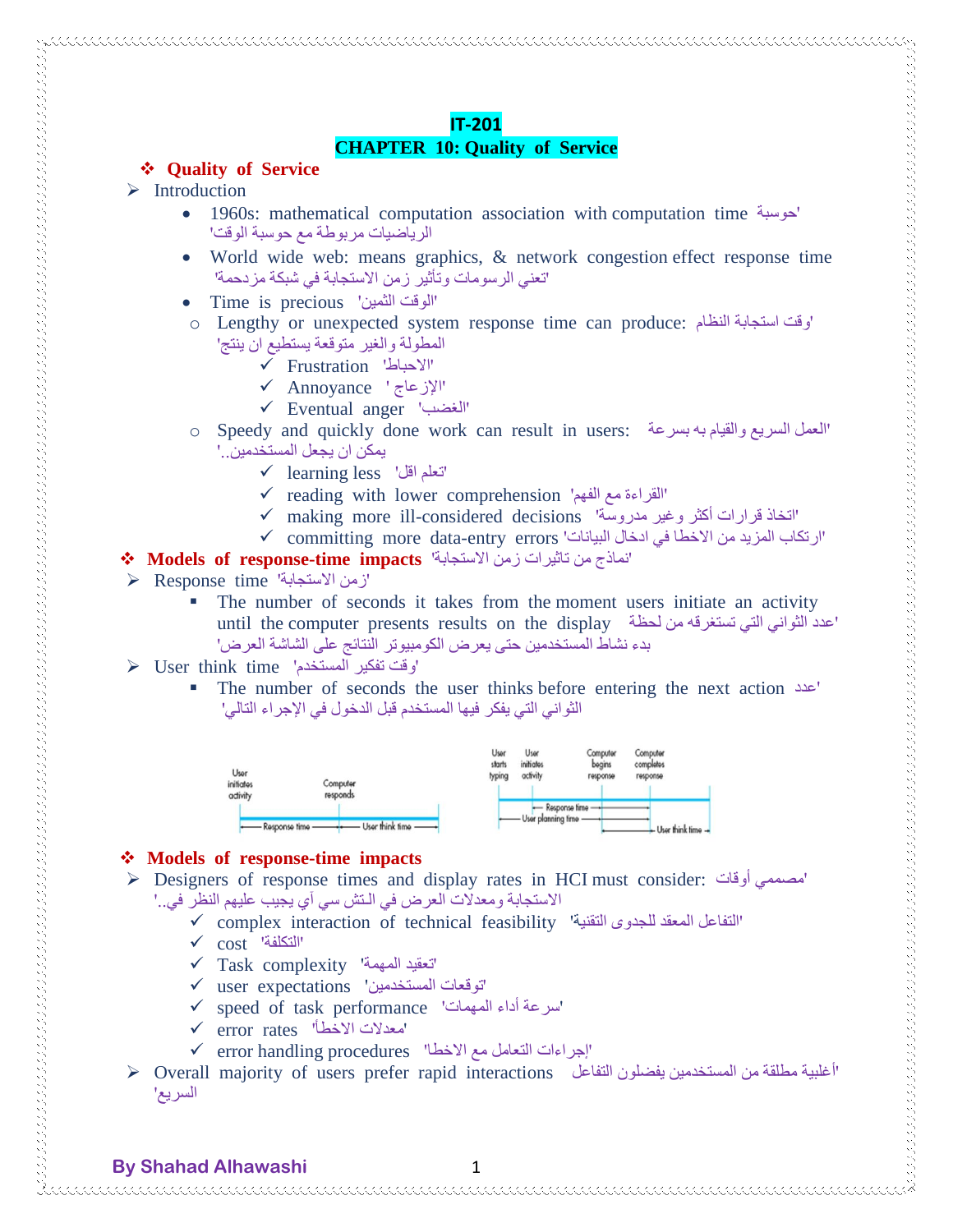# IT-201

## CHAPTER 10: Quality of Service

### ❖ Quality of Service

- ➢ Introduction
  - 1960s: mathematical computation association with computation time 'حوسبة الرياضيات مربوطة مع حوسبة الوقت'
  - World wide web: means graphics, & network congestion effect response time 'تعني الرسومات وتأثير زمن الاستجابة في شبكة مزدحمة'
  - Time is precious 'الوقت الثمين'
    - o Lengthy or unexpected system response time can produce: 'وقت استجابة النظام المطولة والغير متوقعة يستطيع ان ينتج'
      - ✓ Frustration 'الاحباط'
      - ✓ Annoyance 'الإزعاج'
      - ✓ Eventual anger 'الغضب'
    - o Speedy and quickly done work can result in users: 'العمل السريع والقيام به بسرعة يمكن ان يجعل المستخدمين..'
      - ✓ learning less 'تعلم اقل'
      - ✓ reading with lower comprehension 'القراءة مع الفهم'
      - ✓ making more ill-considered decisions 'اتخاذ قرارات أكثر وغير مدروسة'
      - ✓ committing more data-entry errors 'ارتكاب المزيد من الاخطا في ادخال البيانات'

### ❖ Models of response-time impacts 'نماذج من تاثيرات زمن الاستجابة'

- ➢ Response time 'زمن الاستجابة'
  - ▪ The number of seconds it takes from the moment users initiate an activity until the computer presents results on the display 'عدد الثواني التي تستغرقه من لحظة بدء نشاط المستخدمين حتى يعرض الكومبيوتر النتائج على الشاشة العرض'
- ➢ User think time 'وقت تفكير المستخدم'
  - ▪ The number of seconds the user thinks before entering the next action 'عدد الثواني التي يفكر فيها المستخدم قبل الدخول في الإجراء التالي'

User initiates activity — Computer responds — Response time — User think time

User starts typing — User initiates activity — Computer begins response — Computer completes response — Response time — User planning time — User think time

### ❖ Models of response-time impacts

- ➢ Designers of response times and display rates in HCI must consider: 'مصممي أوقات الاستجابة ومعدلات العرض في الـتش سي آي يجيب عليهم النظر في..'
  - ✓ complex interaction of technical feasibility 'التفاعل المعقد للجدوى التقنية'
  - ✓ cost 'التكلفة'
  - ✓ Task complexity 'تعقيد المهمة'
  - ✓ user expectations 'توقعات المستخدمين'
  - ✓ speed of task performance 'سرعة أداء المهمات'
  - ✓ error rates 'معدلات الاخطأ'
  - ✓ error handling procedures 'إجراءات التعامل مع الاخطا'
- ➢ Overall majority of users prefer rapid interactions 'أغلبية مطلقة من المستخدمين يفضلون التفاعل السريع'

By Shahad Alhawashi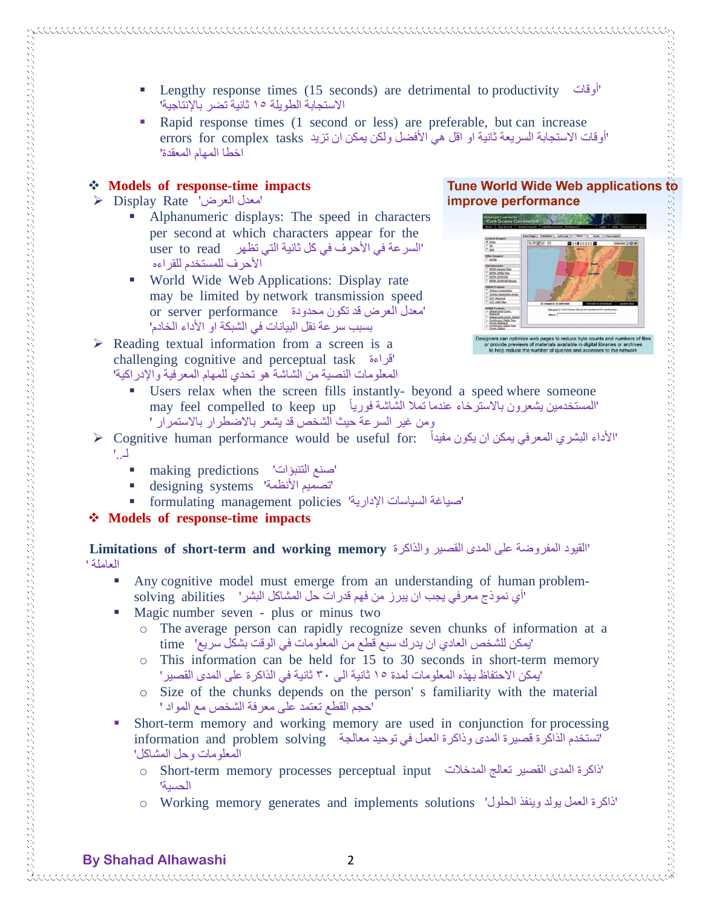- Lengthy response times (15 seconds) are detrimental to productivity 'أوقات الاستجابة الطويلة ١٥ ثانية تضر بالإنتاجية'
- Rapid response times (1 second or less) are preferable, but can increase errors for complex tasks 'أوقات الاستجابة السريعة ثانية او اقل هي الأفضل ولكن يمكن ان تزيد اخطا المهام المعقدة'

**Tune World Wide Web applications to improve performance**

Designers can optimize web pages to reduce byte counts and numbers of files or provide previews of materials available in digital libraries or archives to help reduce the number of queries and accesses to the network

## ❖ Models of response-time impacts

- ➢ Display Rate 'معدل العرض'
  - Alphanumeric displays: The speed in characters per second at which characters appear for the user to read 'السرعة في الأحرف في كل ثانية التي تظهر الأحرف للمستخدم للقراءه
  - World Wide Web Applications: Display rate may be limited by network transmission speed or server performance 'معدل العرض قد تكون محدودة بسبب سرعة نقل البيانات في الشبكة او الأداء الخادم'
- ➢ Reading textual information from a screen is a challenging cognitive and perceptual task 'قراءة المعلومات النصية من الشاشة هو تحدي للمهام المعرفية والإدراكية'
  - Users relax when the screen fills instantly- beyond a speed where someone may feel compelled to keep up 'المستخدمين يشعرون بالاسترخاء عندما تملا الشاشة فورياً ومن غير السرعة حيث الشخص قد يشعر بالاضطرار بالاستمرار '
- ➢ Cognitive human performance would be useful for: 'الأداء البشري المعرفي يمكن ان يكون مفيداً لـ..'
  - making predictions 'صنع التنبؤات'
  - designing systems 'تصميم الأنظمة'
  - formulating management policies 'صياغة السياسات الإدارية'

## ❖ Models of response-time impacts

**Limitations of short-term and working memory** 'القيود المفروضة على المدى القصير والذاكرة العاملة '

- Any cognitive model must emerge from an understanding of human problem-solving abilities 'أي نموذج معرفي يجب ان يبرز من فهم قدرات حل المشاكل البشر'
- Magic number seven - plus or minus two
  - The average person can rapidly recognize seven chunks of information at a time 'يمكن للشخص العادي ان يدرك سبع قطع من المعلومات في الوقت بشكل سريع'
  - This information can be held for 15 to 30 seconds in short-term memory 'يمكن الاحتفاظ بهذه المعلومات لمدة ١٥ ثانية الى ٣٠ ثانية في الذاكرة على المدى القصير'
  - Size of the chunks depends on the person' s familiarity with the material 'حجم القطع تعتمد على معرفة الشخص مع المواد '
- Short-term memory and working memory are used in conjunction for processing information and problem solving 'تستخدم الذاكرة قصيرة المدى وذاكرة العمل في توحيد معالجة المعلومات وحل المشاكل'
  - Short-term memory processes perceptual input 'ذاكرة المدى القصير تعالج المدخلات الحسية'
  - Working memory generates and implements solutions 'ذاكرة العمل يولد وينفذ الحلول'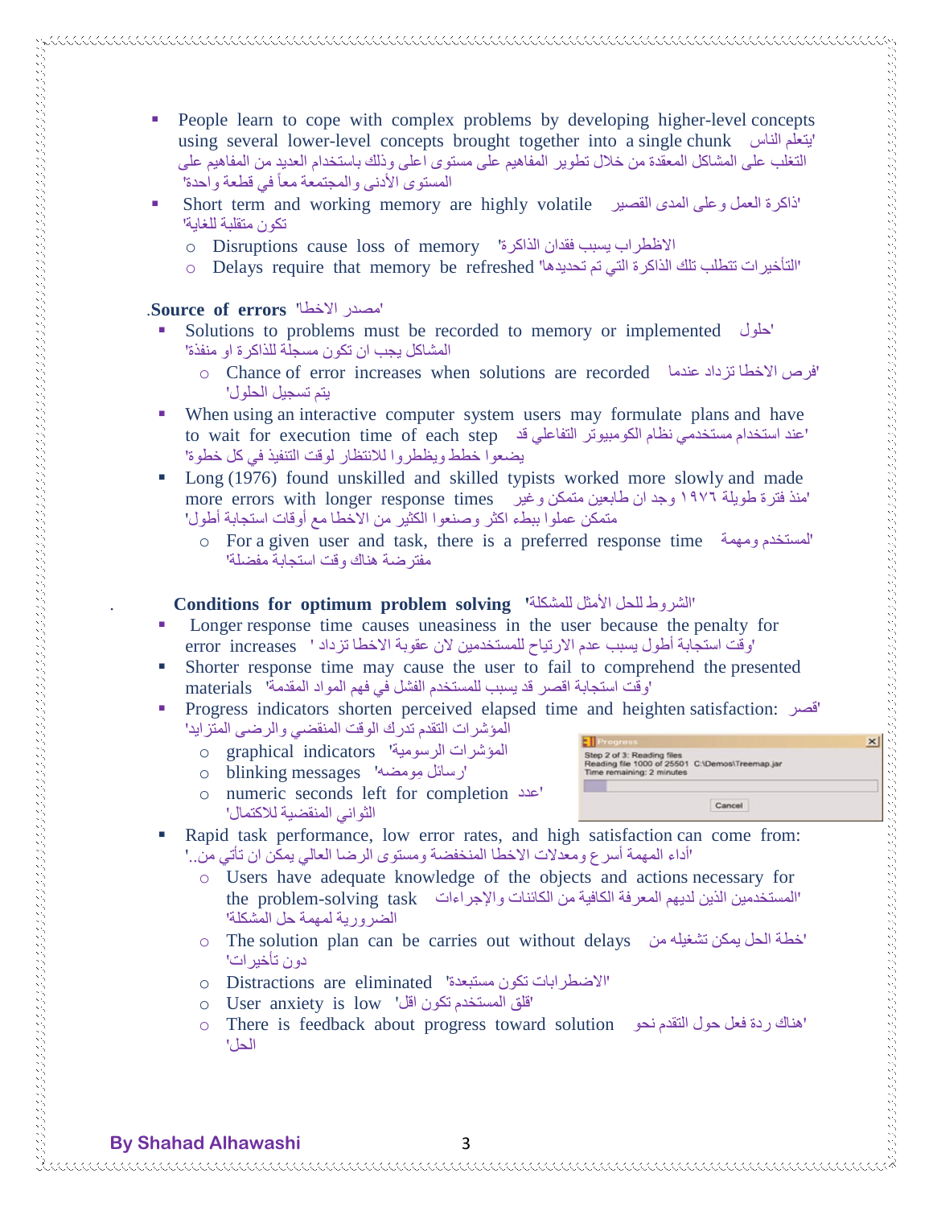- People learn to cope with complex problems by developing higher-level concepts using several lower-level concepts brought together into a single chunk 'يتعلم الناس التغلب على المشاكل المعقدة من خلال تطوير المفاهيم على مستوى اعلى وذلك باستخدام العديد من المفاهيم على المستوى الأدنى والمجتمعة معاً في قطعة واحدة'
- Short term and working memory are highly volatile 'ذاكرة العمل وعلى المدى القصير تكون متقلبة للغاية'
  - Disruptions cause loss of memory 'الاظطراب يسبب فقدان الذاكرة'
  - Delays require that memory be refreshed 'التأخيرات تتطلب تلك الذاكرة التي تم تحديدها'

**Source of errors** 'مصدر الاخطا'.

- Solutions to problems must be recorded to memory or implemented 'حلول المشاكل يجب ان تكون مسجلة للذاكرة او منفذة'
  - Chance of error increases when solutions are recorded 'فرص الاخطا تزداد عندما يتم تسجيل الحلول'
- When using an interactive computer system users may formulate plans and have to wait for execution time of each step 'عند استخدام مستخدمي نظام الكومبيوتر التفاعلي قد يضعوا خطط ويظطروا للانتظار لوقت التنفيذ في كل خطوة'
- Long (1976) found unskilled and skilled typists worked more slowly and made more errors with longer response times 'منذ فترة طويلة ١٩٧٦ وجد ان طابعين متمكن وغير متمكن عملوا ببطء اكثر وصنعوا الكثير من الاخطا مع أوقات استجابة أطول'
  - For a given user and task, there is a preferred response time 'لمستخدم ومهمة مفترضة هناك وقت استجابة مفضلة'

**Conditions for optimum problem solving** 'الشروط للحل الأمثل للمشكلة'.

- Longer response time causes uneasiness in the user because the penalty for error increases 'وقت استجابة أطول يسبب عدم الارتياح للمستخدمين لان عقوبة الاخطا تزداد'
- Shorter response time may cause the user to fail to comprehend the presented materials 'وقت استجابة اقصر قد يسبب للمستخدم الفشل في فهم المواد المقدمة'
- Progress indicators shorten perceived elapsed time and heighten satisfaction: 'قصر المؤشرات التقدم تدرك الوقت المنقضي والرضى المتزايد'
  - graphical indicators 'المؤشرات الرسومية'
  - blinking messages 'رسائل مومضه'
  - numeric seconds left for completion 'عدد الثواني المنقضية للاكتمال'

Progress
Step 2 of 3: Reading files
Reading file 1000 of 25501 C:\Demos\Treemap.jar
Time remaining: 2 minutes
Cancel

- Rapid task performance, low error rates, and high satisfaction can come from: 'أداء المهمة أسرع ومعدلات الاخطا المنخفضة ومستوى الرضا العالي يمكن ان تأتي من..'
  - Users have adequate knowledge of the objects and actions necessary for the problem-solving task 'المستخدمين الذين لديهم المعرفة الكافية من الكائنات والإجراءات الضرورية لمهمة حل المشكلة'
  - The solution plan can be carries out without delays 'خطة الحل يمكن تشغيله من دون تأخيرات'
  - Distractions are eliminated 'الاضطرابات تكون مستبعدة'
  - User anxiety is low 'قلق المستخدم تكون اقل'
  - There is feedback about progress toward solution 'هناك ردة فعل حول التقدم نحو الحل'

By Shahad Alhawashi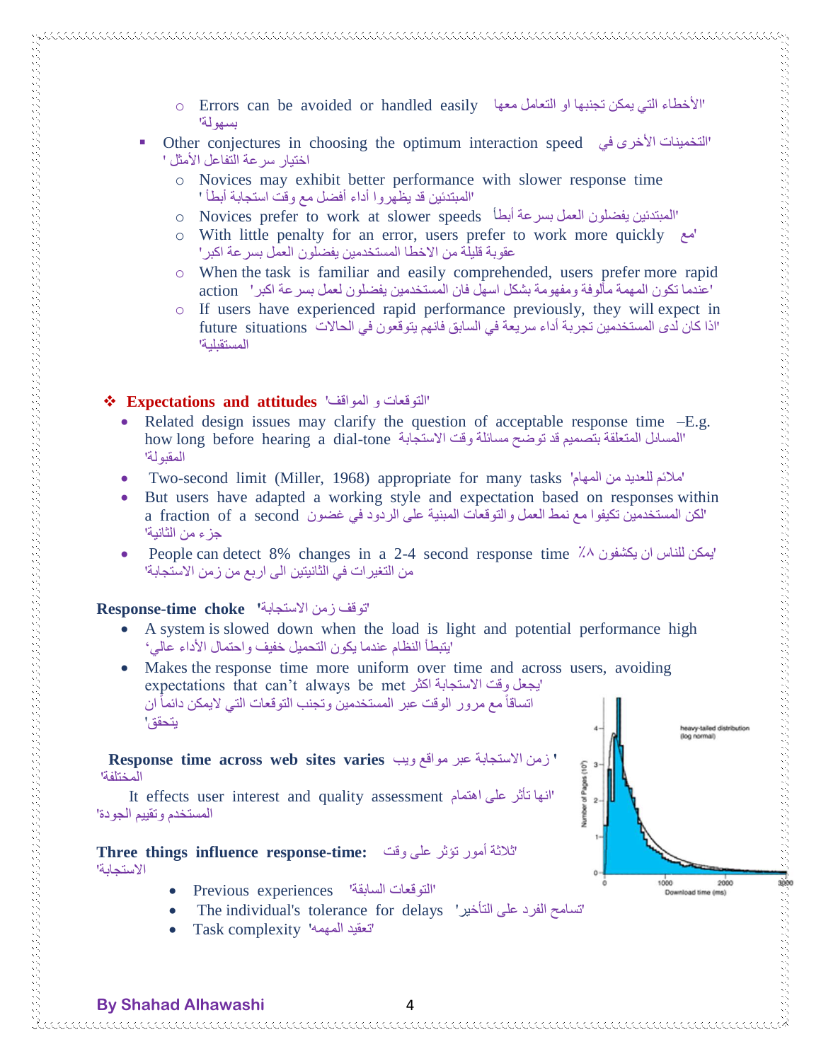- Errors can be avoided or handled easily 'الأخطاء التي يمكن تجنبها او التعامل معها بسهولة'

- Other conjectures in choosing the optimum interaction speed 'التخمينات الأخرى في اختيار سرعة التفاعل الأمثل '
  - Novices may exhibit better performance with slower response time 'المبتدئين قد يظهروا أداء أفضل مع وقت استجابة أبطأ '
  - Novices prefer to work at slower speeds 'المبتدئين يفضلون العمل بسرعة أبطأ'
  - With little penalty for an error, users prefer to work more quickly 'مع عقوبة قليلة من الاخطا المستخدمين يفضلون العمل بسرعة اكبر'
  - When the task is familiar and easily comprehended, users prefer more rapid action 'عندما تكون المهمة مألوفة ومفهومة بشكل اسهل فان المستخدمين يفضلون لعمل بسرعة اكبر'
  - If users have experienced rapid performance previously, they will expect in future situations 'اذا كان لدى المستخدمين تجربة أداء سريعة في السابق فانهم يتوقعون في الحالات المستقبلية'

## ❖ Expectations and attitudes 'التوقعات و المواقف'

- Related design issues may clarify the question of acceptable response time –E.g. how long before hearing a dial-tone 'المسائل المتعلقة بتصميم قد توضح مسائلة وقت الاستجابة المقبولة'
- Two-second limit (Miller, 1968) appropriate for many tasks 'ملائم للعديد من المهام'
- But users have adapted a working style and expectation based on responses within a fraction of a second 'لكن المستخدمين تكيفوا مع نمط العمل والتوقعات المبنية على الردود في غضون جزء من الثانية'
- People can detect 8% changes in a 2-4 second response time 'يمكن للناس ان يكشفون ٨٪ من التغيرات في الثانيتين الى اربع من زمن الاستجابة'

**Response-time choke** 'توقف زمن الاستجابة'

- A system is slowed down when the load is light and potential performance high 'يتبطأ النظام عندما يكون التحميل خفيف واحتمال الأداء عالي'
- Makes the response time more uniform over time and across users, avoiding expectations that can't always be met 'يجعل وقت الاستجابة اكثر اتساقاً مع مرور الوقت عبر المستخدمين وتجنب التوقعات التي لايمكن دائماً ان يتحقق'

**Response time across web sites varies** ' زمن الاستجابة عبر مواقع ويب المختلفة'

It effects user interest and quality assessment 'انها تأثر على اهتمام المستخدم وتقييم الجودة'

**Three things influence response-time:** 'ثلاثة أمور تؤثر على وقت الاستجابة'

- Previous experiences 'التوقعات السابقة'
- The individual's tolerance for delays 'تسامح الفرد على التأخير'
- Task complexity 'تعقيد المهمه'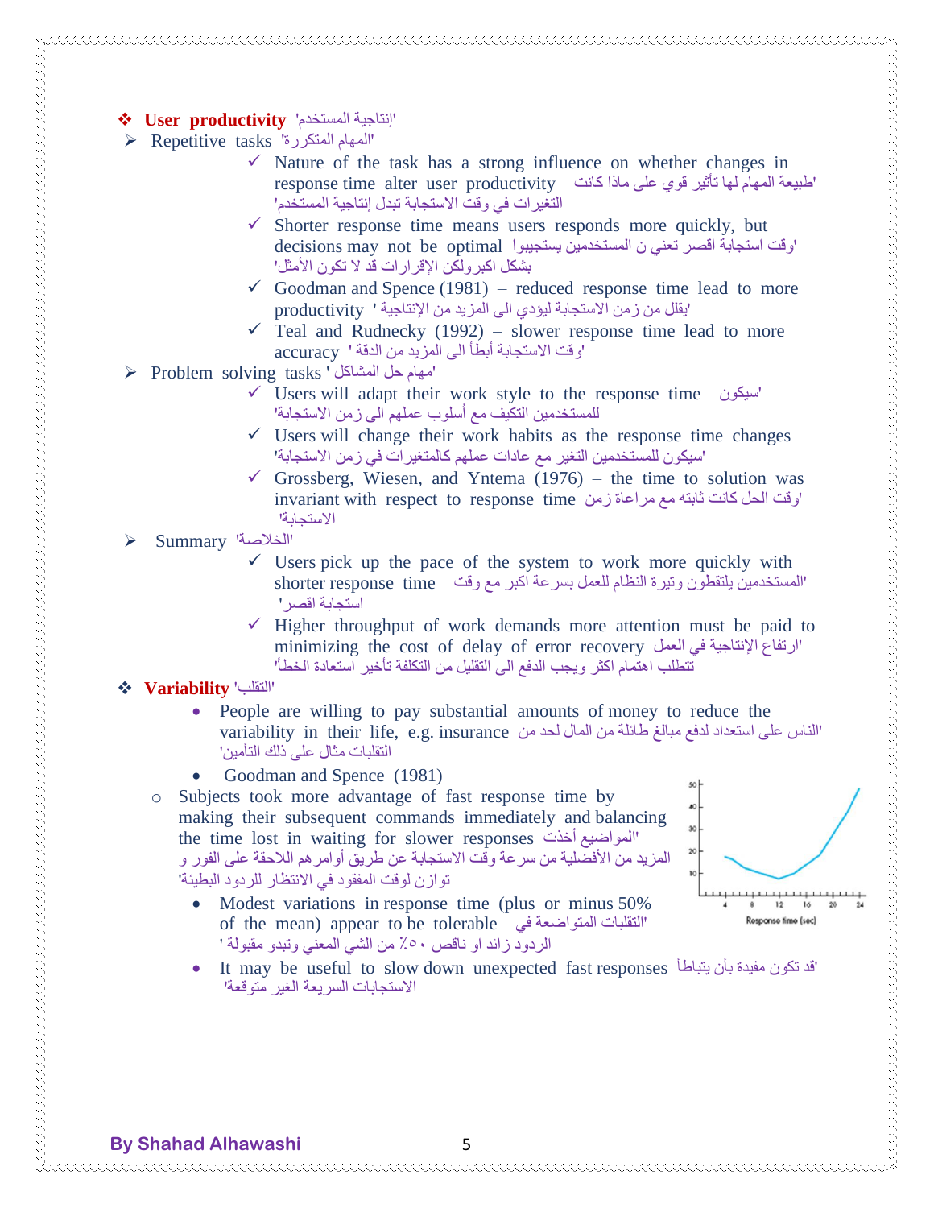- **User productivity** 'إنتاجية المستخدم'
  - Repetitive tasks 'المهام المتكررة'
    - ✓ Nature of the task has a strong influence on whether changes in response time alter user productivity 'طبيعة المهام لها تأثير قوي على ماذا كانت التغيرات في وقت الاستجابة تبدل إنتاجية المستخدم'
    - ✓ Shorter response time means users responds more quickly, but decisions may not be optimal 'وقت استجابة اقصر تعني ن المستخدمين يستجيبوا بشكل اكبرولكن الإقرارات قد لا تكون الأمثل'
    - ✓ Goodman and Spence (1981) – reduced response time lead to more productivity 'يقلل من زمن الاستجابة ليؤدي الى المزيد من الإنتاجية '
    - ✓ Teal and Rudnecky (1992) – slower response time lead to more accuracy 'وقت الاستجابة أبطأ الى المزيد من الدقة '
  - Problem solving tasks 'مهام حل المشاكل '
    - ✓ Users will adapt their work style to the response time 'سيكون للمستخدمين التكيف مع أسلوب عملهم الى زمن الاستجابة'
    - ✓ Users will change their work habits as the response time changes 'سيكون للمستخدمين التغير مع عادات عملهم كالمتغيرات في زمن الاستجابة'
    - ✓ Grossberg, Wiesen, and Yntema (1976) – the time to solution was invariant with respect to response time 'وقت الحل كانت ثابته مع مراعاة زمن الاستجابة'
  - Summary 'الخلاصة'
    - ✓ Users pick up the pace of the system to work more quickly with shorter response time 'المستخدمين يلتقطون وتيرة النظام للعمل بسرعة اكبر مع وقت استجابة اقصر '
    - ✓ Higher throughput of work demands more attention must be paid to minimizing the cost of delay of error recovery 'ارتفاع الإنتاجية في العمل تتطلب اهتمام اكثر ويجب الدفع الى التقليل من التكلفة تأخير استعادة الخطأ'
- **Variability** 'التقلب'
  - People are willing to pay substantial amounts of money to reduce the variability in their life, e.g. insurance 'الناس على استعداد لدفع مبالغ طائلة من المال لحد من التقلبات مثال على ذلك التأمين'
  - Goodman and Spence (1981)
    - Subjects took more advantage of fast response time by making their subsequent commands immediately and balancing the time lost in waiting for slower responses 'المواضيع أخذت المزيد من الأفضلية من سرعة وقت الاستجابة عن طريق أوامرهم اللاحقة على الفور و توازن لوقت المفقود في الانتظار للردود البطيئة'
  - Modest variations in response time (plus or minus 50% of the mean) appear to be tolerable 'التقلبات المتواضعة في الردود زائد او ناقص ٥٠٪ من الشي المعني وتبدو مقبولة '
  - It may be useful to slow down unexpected fast responses 'قد تكون مفيدة بأن يتباطأ الاستجابات السريعة الغير متوقعة'

Response time (sec)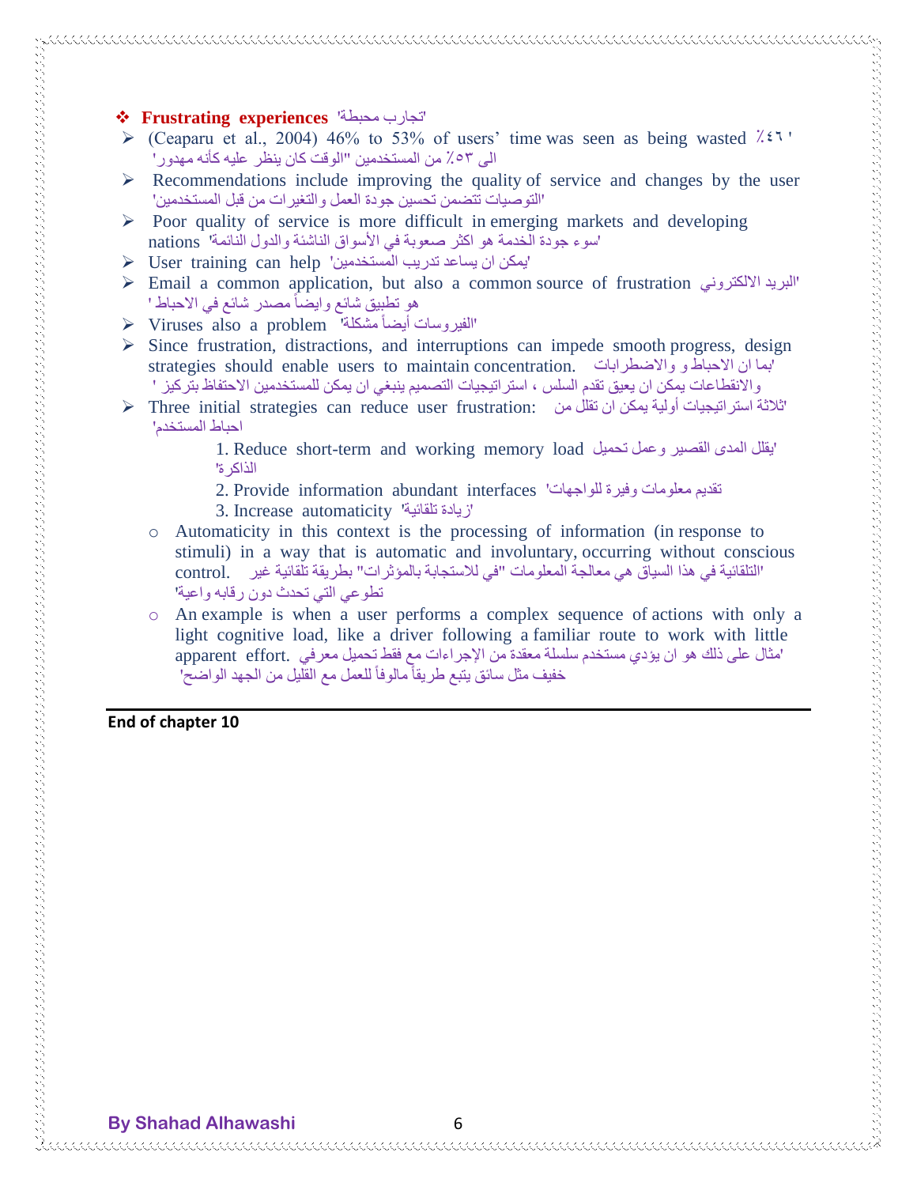- ❖ **Frustrating experiences** 'تجارب محبطة'

- ➢ (Ceaparu et al., 2004) 46% to 53% of users' time was seen as being wasted '٪٤٦ الى ٥٣٪ من المستخدمين "الوقت كان ينظر عليه كأنه مهدور'
- ➢ Recommendations include improving the quality of service and changes by the user 'التوصيات تتضمن تحسين جودة العمل والتغيرات من قبل المستخدمين'
- ➢ Poor quality of service is more difficult in emerging markets and developing nations 'سوء جودة الخدمة هو اكثر صعوبة في الأسواق الناشئة والدول النائمة'
- ➢ User training can help 'يمكن ان يساعد تدريب المستخدمين'
- ➢ Email a common application, but also a common source of frustration 'البريد الالكتروني هو تطبيق شائع وايضاً مصدر شائع في الاحباط '
- ➢ Viruses also a problem 'الفيروسات أيضاً مشكلة'
- ➢ Since frustration, distractions, and interruptions can impede smooth progress, design strategies should enable users to maintain concentration. 'بما ان الاحباط و والاضطرابات والانقطاعات يمكن ان يعيق تقدم السلس ، استراتيجيات التصميم ينبغي ان يمكن للمستخدمين الاحتفاظ بتركيز '
- ➢ Three initial strategies can reduce user frustration: 'ثلاثة استراتيجيات أولية يمكن ان تقلل من احباط المستخدم'

  1. Reduce short-term and working memory load 'يقلل المدى القصير وعمل تحميل الذاكرة'
  2. Provide information abundant interfaces 'تقديم معلومات وفيرة للواجهات'
  3. Increase automaticity 'زيادة تلقائية'

  - Automaticity in this context is the processing of information (in response to stimuli) in a way that is automatic and involuntary, occurring without conscious control. 'التلقائية في هذا السياق هي معالجة المعلومات "في للاستجابة بالمؤثرات" بطريقة تلقائية غير تطوعي التي تحدث دون رقابه واعية'
  - An example is when a user performs a complex sequence of actions with only a light cognitive load, like a driver following a familiar route to work with little apparent effort. 'مثال على ذلك هو ان يؤدي مستخدم سلسلة معقدة من الإجراءات مع فقط تحميل معرفي خفيف مثل سائق يتبع طريقاً مالوفاً للعمل مع القليل من الجهد الواضح'

---

**End of chapter 10**

**By Shahad Alhawashi**